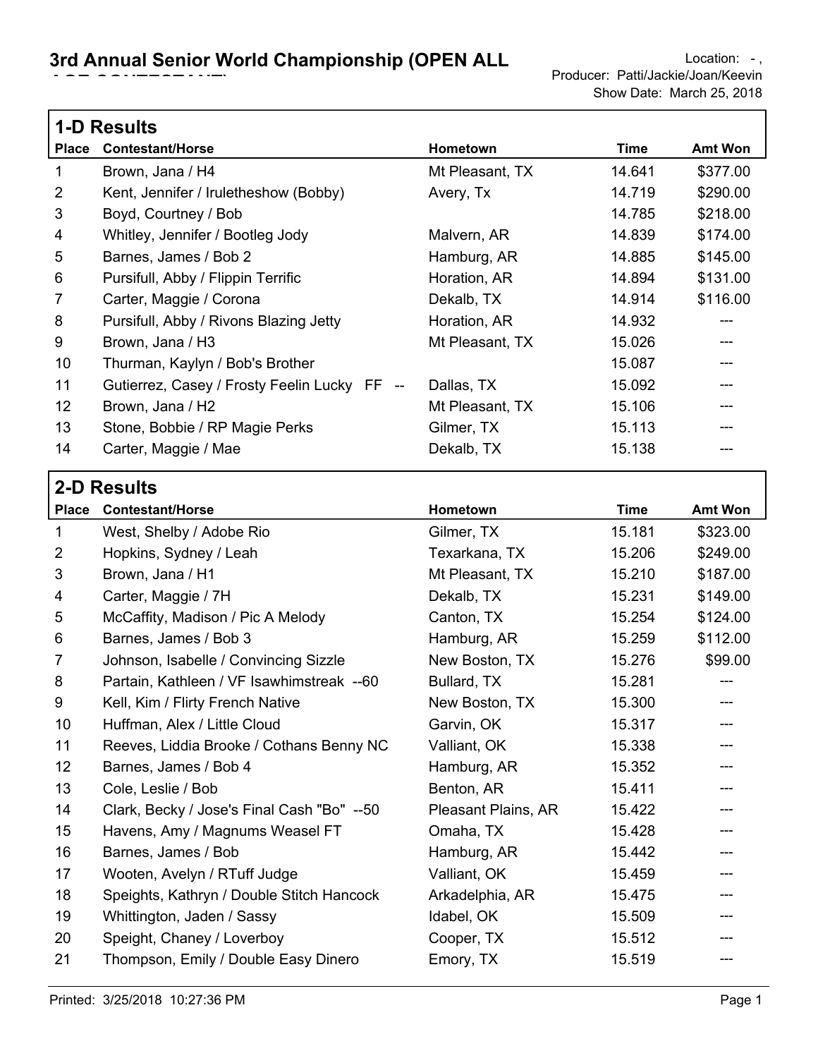# 3rd Annual Senior World Championship (OPEN ALL AGE CONTESTANT)

Location: - ,
Producer: Patti/Jackie/Joan/Keevin
Show Date: March 25, 2018

## 1-D Results

| Place | Contestant/Horse | Hometown | Time | Amt Won |
|---|---|---|---|---|
| 1 | Brown, Jana / H4 | Mt Pleasant, TX | 14.641 | $377.00 |
| 2 | Kent, Jennifer / Iruletheshow (Bobby) | Avery, Tx | 14.719 | $290.00 |
| 3 | Boyd, Courtney / Bob | | 14.785 | $218.00 |
| 4 | Whitley, Jennifer / Bootleg Jody | Malvern, AR | 14.839 | $174.00 |
| 5 | Barnes, James / Bob 2 | Hamburg, AR | 14.885 | $145.00 |
| 6 | Pursifull, Abby / Flippin Terrific | Horation, AR | 14.894 | $131.00 |
| 7 | Carter, Maggie / Corona | Dekalb, TX | 14.914 | $116.00 |
| 8 | Pursifull, Abby / Rivons Blazing Jetty | Horation, AR | 14.932 | --- |
| 9 | Brown, Jana / H3 | Mt Pleasant, TX | 15.026 | --- |
| 10 | Thurman, Kaylyn / Bob's Brother | | 15.087 | --- |
| 11 | Gutierrez, Casey / Frosty Feelin Lucky FF -- | Dallas, TX | 15.092 | --- |
| 12 | Brown, Jana / H2 | Mt Pleasant, TX | 15.106 | --- |
| 13 | Stone, Bobbie / RP Magie Perks | Gilmer, TX | 15.113 | --- |
| 14 | Carter, Maggie / Mae | Dekalb, TX | 15.138 | --- |

## 2-D Results

| Place | Contestant/Horse | Hometown | Time | Amt Won |
|---|---|---|---|---|
| 1 | West, Shelby / Adobe Rio | Gilmer, TX | 15.181 | $323.00 |
| 2 | Hopkins, Sydney / Leah | Texarkana, TX | 15.206 | $249.00 |
| 3 | Brown, Jana / H1 | Mt Pleasant, TX | 15.210 | $187.00 |
| 4 | Carter, Maggie / 7H | Dekalb, TX | 15.231 | $149.00 |
| 5 | McCaffity, Madison / Pic A Melody | Canton, TX | 15.254 | $124.00 |
| 6 | Barnes, James / Bob 3 | Hamburg, AR | 15.259 | $112.00 |
| 7 | Johnson, Isabelle / Convincing Sizzle | New Boston, TX | 15.276 | $99.00 |
| 8 | Partain, Kathleen / VF Isawhimstreak --60 | Bullard, TX | 15.281 | --- |
| 9 | Kell, Kim / Flirty French Native | New Boston, TX | 15.300 | --- |
| 10 | Huffman, Alex / Little Cloud | Garvin, OK | 15.317 | --- |
| 11 | Reeves, Liddia Brooke / Cothans Benny NC | Valliant, OK | 15.338 | --- |
| 12 | Barnes, James / Bob 4 | Hamburg, AR | 15.352 | --- |
| 13 | Cole, Leslie / Bob | Benton, AR | 15.411 | --- |
| 14 | Clark, Becky / Jose's Final Cash "Bo" --50 | Pleasant Plains, AR | 15.422 | --- |
| 15 | Havens, Amy / Magnums Weasel FT | Omaha, TX | 15.428 | --- |
| 16 | Barnes, James / Bob | Hamburg, AR | 15.442 | --- |
| 17 | Wooten, Avelyn / RTuff Judge | Valliant, OK | 15.459 | --- |
| 18 | Speights, Kathryn / Double Stitch Hancock | Arkadelphia, AR | 15.475 | --- |
| 19 | Whittington, Jaden / Sassy | Idabel, OK | 15.509 | --- |
| 20 | Speight, Chaney / Loverboy | Cooper, TX | 15.512 | --- |
| 21 | Thompson, Emily / Double Easy Dinero | Emory, TX | 15.519 | --- |

Printed: 3/25/2018 10:27:36 PM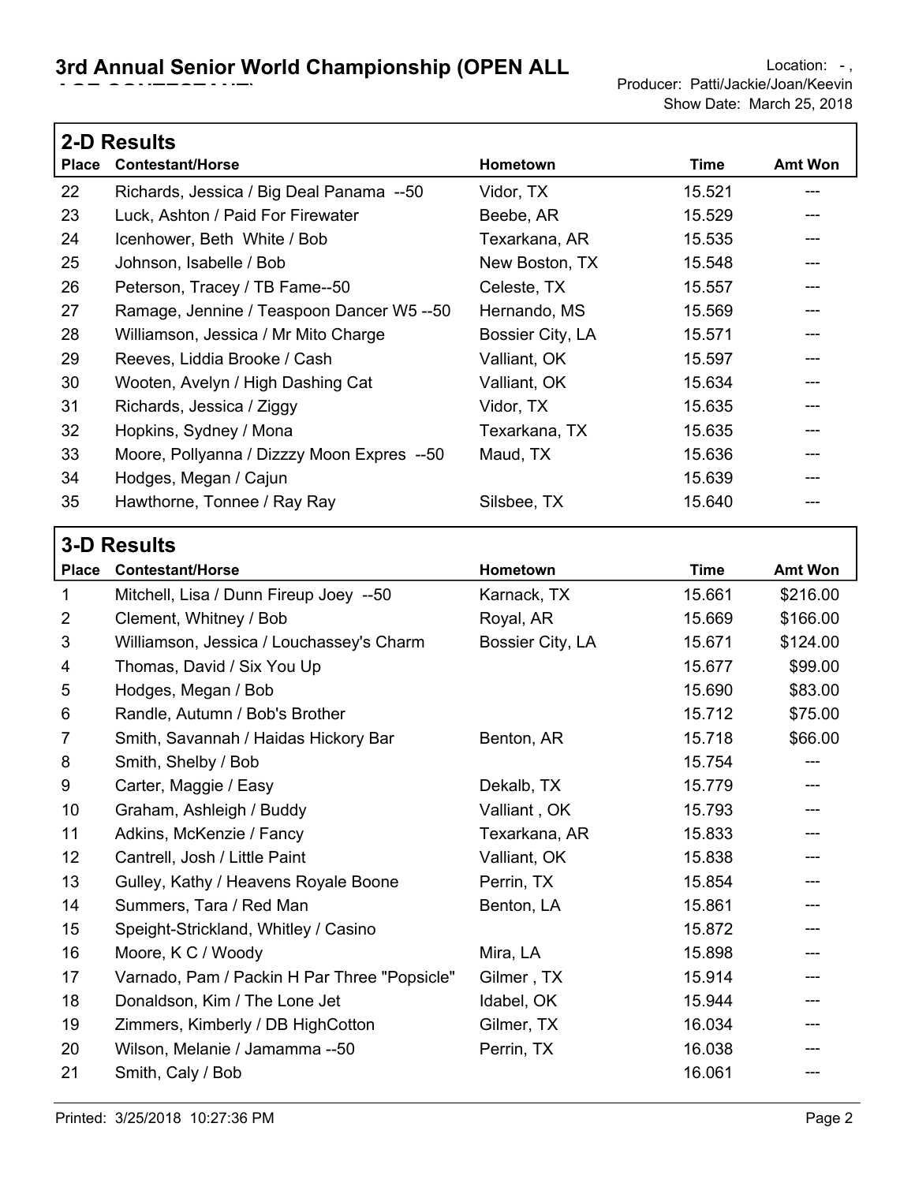# 3rd Annual Senior World Championship (OPEN ALL AGE CONTESTANT)

Location: - ,
Producer: Patti/Jackie/Joan/Keevin
Show Date: March 25, 2018

## 2-D Results

| Place | Contestant/Horse | Hometown | Time | Amt Won |
|---|---|---|---|---|
| 22 | Richards, Jessica / Big Deal Panama --50 | Vidor, TX | 15.521 | --- |
| 23 | Luck, Ashton / Paid For Firewater | Beebe, AR | 15.529 | --- |
| 24 | Icenhower, Beth White / Bob | Texarkana, AR | 15.535 | --- |
| 25 | Johnson, Isabelle / Bob | New Boston, TX | 15.548 | --- |
| 26 | Peterson, Tracey / TB Fame--50 | Celeste, TX | 15.557 | --- |
| 27 | Ramage, Jennine / Teaspoon Dancer W5 --50 | Hernando, MS | 15.569 | --- |
| 28 | Williamson, Jessica / Mr Mito Charge | Bossier City, LA | 15.571 | --- |
| 29 | Reeves, Liddia Brooke / Cash | Valliant, OK | 15.597 | --- |
| 30 | Wooten, Avelyn / High Dashing Cat | Valliant, OK | 15.634 | --- |
| 31 | Richards, Jessica / Ziggy | Vidor, TX | 15.635 | --- |
| 32 | Hopkins, Sydney / Mona | Texarkana, TX | 15.635 | --- |
| 33 | Moore, Pollyanna / Dizzzy Moon Expres --50 | Maud, TX | 15.636 | --- |
| 34 | Hodges, Megan / Cajun | | 15.639 | --- |
| 35 | Hawthorne, Tonnee / Ray Ray | Silsbee, TX | 15.640 | --- |

## 3-D Results

| Place | Contestant/Horse | Hometown | Time | Amt Won |
|---|---|---|---|---|
| 1 | Mitchell, Lisa / Dunn Fireup Joey --50 | Karnack, TX | 15.661 | $216.00 |
| 2 | Clement, Whitney / Bob | Royal, AR | 15.669 | $166.00 |
| 3 | Williamson, Jessica / Louchassey's Charm | Bossier City, LA | 15.671 | $124.00 |
| 4 | Thomas, David / Six You Up | | 15.677 | $99.00 |
| 5 | Hodges, Megan / Bob | | 15.690 | $83.00 |
| 6 | Randle, Autumn / Bob's Brother | | 15.712 | $75.00 |
| 7 | Smith, Savannah / Haidas Hickory Bar | Benton, AR | 15.718 | $66.00 |
| 8 | Smith, Shelby / Bob | | 15.754 | --- |
| 9 | Carter, Maggie / Easy | Dekalb, TX | 15.779 | --- |
| 10 | Graham, Ashleigh / Buddy | Valliant , OK | 15.793 | --- |
| 11 | Adkins, McKenzie / Fancy | Texarkana, AR | 15.833 | --- |
| 12 | Cantrell, Josh / Little Paint | Valliant, OK | 15.838 | --- |
| 13 | Gulley, Kathy / Heavens Royale Boone | Perrin, TX | 15.854 | --- |
| 14 | Summers, Tara / Red Man | Benton, LA | 15.861 | --- |
| 15 | Speight-Strickland, Whitley / Casino | | 15.872 | --- |
| 16 | Moore, K C / Woody | Mira, LA | 15.898 | --- |
| 17 | Varnado, Pam / Packin H Par Three "Popsicle" | Gilmer , TX | 15.914 | --- |
| 18 | Donaldson, Kim / The Lone Jet | Idabel, OK | 15.944 | --- |
| 19 | Zimmers, Kimberly / DB HighCotton | Gilmer, TX | 16.034 | --- |
| 20 | Wilson, Melanie / Jamamma --50 | Perrin, TX | 16.038 | --- |
| 21 | Smith, Caly / Bob | | 16.061 | --- |

Printed: 3/25/2018 10:27:36 PM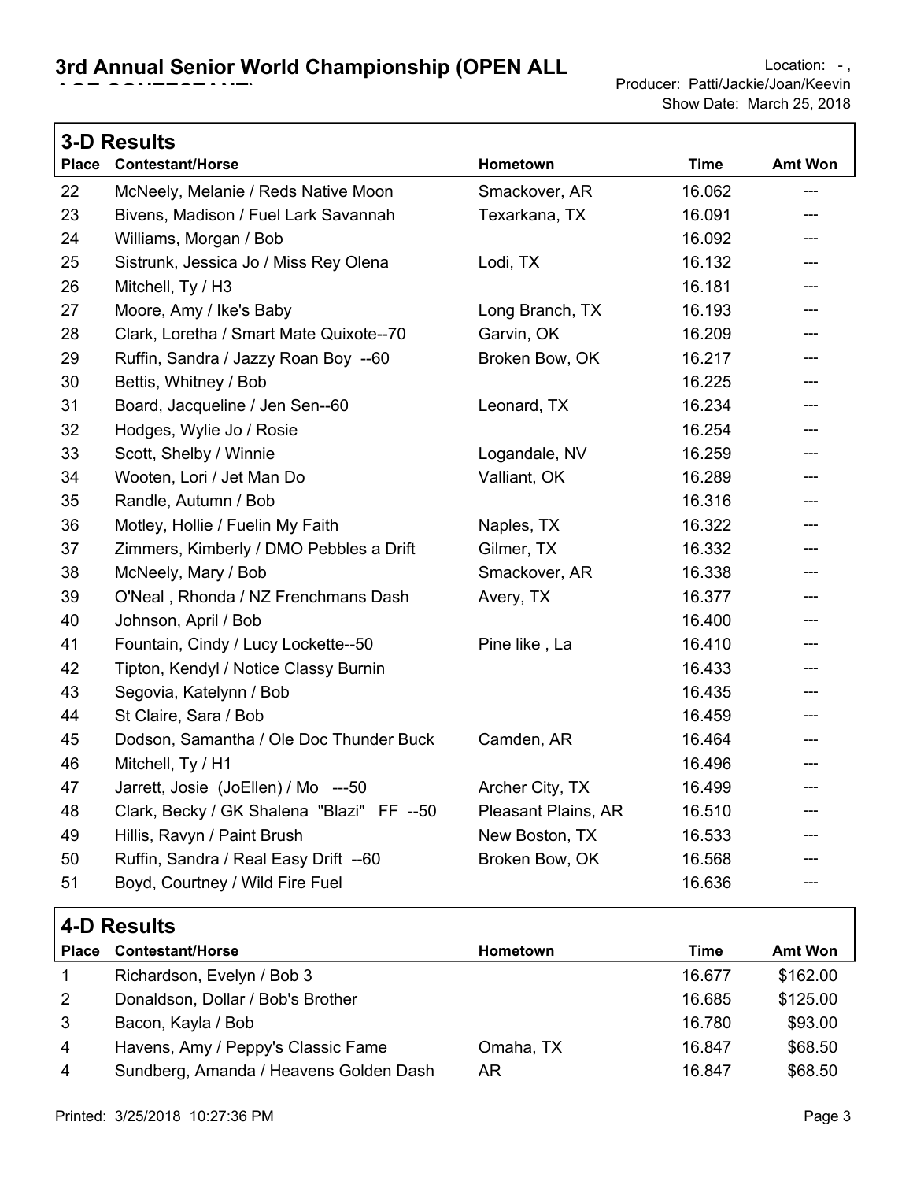# 3rd Annual Senior World Championship (OPEN ALL AGE CONTESTANT)

Location: - ,
Producer: Patti/Jackie/Joan/Keevin
Show Date: March 25, 2018

## 3-D Results

| Place | Contestant/Horse | Hometown | Time | Amt Won |
|---|---|---|---|---|
| 22 | McNeely, Melanie / Reds Native Moon | Smackover, AR | 16.062 | --- |
| 23 | Bivens, Madison / Fuel Lark Savannah | Texarkana, TX | 16.091 | --- |
| 24 | Williams, Morgan / Bob | | 16.092 | --- |
| 25 | Sistrunk, Jessica Jo / Miss Rey Olena | Lodi, TX | 16.132 | --- |
| 26 | Mitchell, Ty / H3 | | 16.181 | --- |
| 27 | Moore, Amy / Ike's Baby | Long Branch, TX | 16.193 | --- |
| 28 | Clark, Loretha / Smart Mate Quixote--70 | Garvin, OK | 16.209 | --- |
| 29 | Ruffin, Sandra / Jazzy Roan Boy --60 | Broken Bow, OK | 16.217 | --- |
| 30 | Bettis, Whitney / Bob | | 16.225 | --- |
| 31 | Board, Jacqueline / Jen Sen--60 | Leonard, TX | 16.234 | --- |
| 32 | Hodges, Wylie Jo / Rosie | | 16.254 | --- |
| 33 | Scott, Shelby / Winnie | Logandale, NV | 16.259 | --- |
| 34 | Wooten, Lori / Jet Man Do | Valliant, OK | 16.289 | --- |
| 35 | Randle, Autumn / Bob | | 16.316 | --- |
| 36 | Motley, Hollie / Fuelin My Faith | Naples, TX | 16.322 | --- |
| 37 | Zimmers, Kimberly / DMO Pebbles a Drift | Gilmer, TX | 16.332 | --- |
| 38 | McNeely, Mary / Bob | Smackover, AR | 16.338 | --- |
| 39 | O'Neal , Rhonda / NZ Frenchmans Dash | Avery, TX | 16.377 | --- |
| 40 | Johnson, April / Bob | | 16.400 | --- |
| 41 | Fountain, Cindy / Lucy Lockette--50 | Pine like , La | 16.410 | --- |
| 42 | Tipton, Kendyl / Notice Classy Burnin | | 16.433 | --- |
| 43 | Segovia, Katelynn / Bob | | 16.435 | --- |
| 44 | St Claire, Sara / Bob | | 16.459 | --- |
| 45 | Dodson, Samantha / Ole Doc Thunder Buck | Camden, AR | 16.464 | --- |
| 46 | Mitchell, Ty / H1 | | 16.496 | --- |
| 47 | Jarrett, Josie (JoEllen) / Mo ---50 | Archer City, TX | 16.499 | --- |
| 48 | Clark, Becky / GK Shalena "Blazi" FF --50 | Pleasant Plains, AR | 16.510 | --- |
| 49 | Hillis, Ravyn / Paint Brush | New Boston, TX | 16.533 | --- |
| 50 | Ruffin, Sandra / Real Easy Drift --60 | Broken Bow, OK | 16.568 | --- |
| 51 | Boyd, Courtney / Wild Fire Fuel | | 16.636 | --- |

## 4-D Results

| Place | Contestant/Horse | Hometown | Time | Amt Won |
|---|---|---|---|---|
| 1 | Richardson, Evelyn / Bob 3 | | 16.677 | $162.00 |
| 2 | Donaldson, Dollar / Bob's Brother | | 16.685 | $125.00 |
| 3 | Bacon, Kayla / Bob | | 16.780 | $93.00 |
| 4 | Havens, Amy / Peppy's Classic Fame | Omaha, TX | 16.847 | $68.50 |
| 4 | Sundberg, Amanda / Heavens Golden Dash | AR | 16.847 | $68.50 |

Printed: 3/25/2018 10:27:36 PM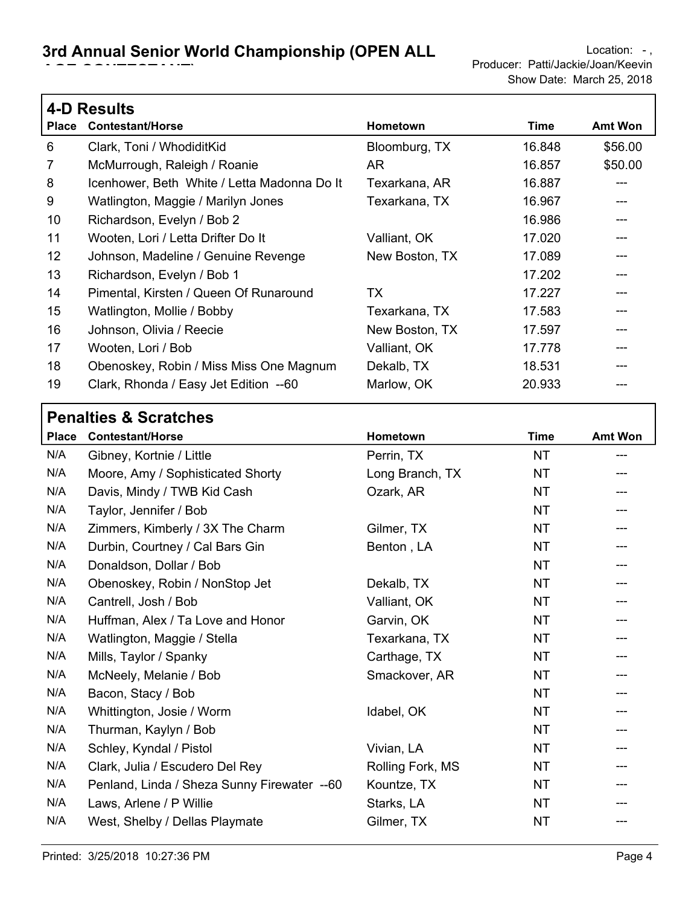# 3rd Annual Senior World Championship (OPEN ALL AGE CONTESTANT)

Location: - ,
Producer: Patti/Jackie/Joan/Keevin
Show Date: March 25, 2018

## 4-D Results

| Place | Contestant/Horse | Hometown | Time | Amt Won |
|---|---|---|---|---|
| 6 | Clark, Toni / WhodiditKid | Bloomburg, TX | 16.848 | $56.00 |
| 7 | McMurrough, Raleigh / Roanie | AR | 16.857 | $50.00 |
| 8 | Icenhower, Beth White / Letta Madonna Do It | Texarkana, AR | 16.887 | --- |
| 9 | Watlington, Maggie / Marilyn Jones | Texarkana, TX | 16.967 | --- |
| 10 | Richardson, Evelyn / Bob 2 | | 16.986 | --- |
| 11 | Wooten, Lori / Letta Drifter Do It | Valliant, OK | 17.020 | --- |
| 12 | Johnson, Madeline / Genuine Revenge | New Boston, TX | 17.089 | --- |
| 13 | Richardson, Evelyn / Bob 1 | | 17.202 | --- |
| 14 | Pimental, Kirsten / Queen Of Runaround | TX | 17.227 | --- |
| 15 | Watlington, Mollie / Bobby | Texarkana, TX | 17.583 | --- |
| 16 | Johnson, Olivia / Reecie | New Boston, TX | 17.597 | --- |
| 17 | Wooten, Lori / Bob | Valliant, OK | 17.778 | --- |
| 18 | Obenoskey, Robin / Miss Miss One Magnum | Dekalb, TX | 18.531 | --- |
| 19 | Clark, Rhonda / Easy Jet Edition --60 | Marlow, OK | 20.933 | --- |

## Penalties & Scratches

| Place | Contestant/Horse | Hometown | Time | Amt Won |
|---|---|---|---|---|
| N/A | Gibney, Kortnie / Little | Perrin, TX | NT | --- |
| N/A | Moore, Amy / Sophisticated Shorty | Long Branch, TX | NT | --- |
| N/A | Davis, Mindy / TWB Kid Cash | Ozark, AR | NT | --- |
| N/A | Taylor, Jennifer / Bob | | NT | --- |
| N/A | Zimmers, Kimberly / 3X The Charm | Gilmer, TX | NT | --- |
| N/A | Durbin, Courtney / Cal Bars Gin | Benton , LA | NT | --- |
| N/A | Donaldson, Dollar / Bob | | NT | --- |
| N/A | Obenoskey, Robin / NonStop Jet | Dekalb, TX | NT | --- |
| N/A | Cantrell, Josh / Bob | Valliant, OK | NT | --- |
| N/A | Huffman, Alex / Ta Love and Honor | Garvin, OK | NT | --- |
| N/A | Watlington, Maggie / Stella | Texarkana, TX | NT | --- |
| N/A | Mills, Taylor / Spanky | Carthage, TX | NT | --- |
| N/A | McNeely, Melanie / Bob | Smackover, AR | NT | --- |
| N/A | Bacon, Stacy / Bob | | NT | --- |
| N/A | Whittington, Josie / Worm | Idabel, OK | NT | --- |
| N/A | Thurman, Kaylyn / Bob | | NT | --- |
| N/A | Schley, Kyndal / Pistol | Vivian, LA | NT | --- |
| N/A | Clark, Julia / Escudero Del Rey | Rolling Fork, MS | NT | --- |
| N/A | Penland, Linda / Sheza Sunny Firewater --60 | Kountze, TX | NT | --- |
| N/A | Laws, Arlene / P Willie | Starks, LA | NT | --- |
| N/A | West, Shelby / Dellas Playmate | Gilmer, TX | NT | --- |

Printed: 3/25/2018 10:27:36 PM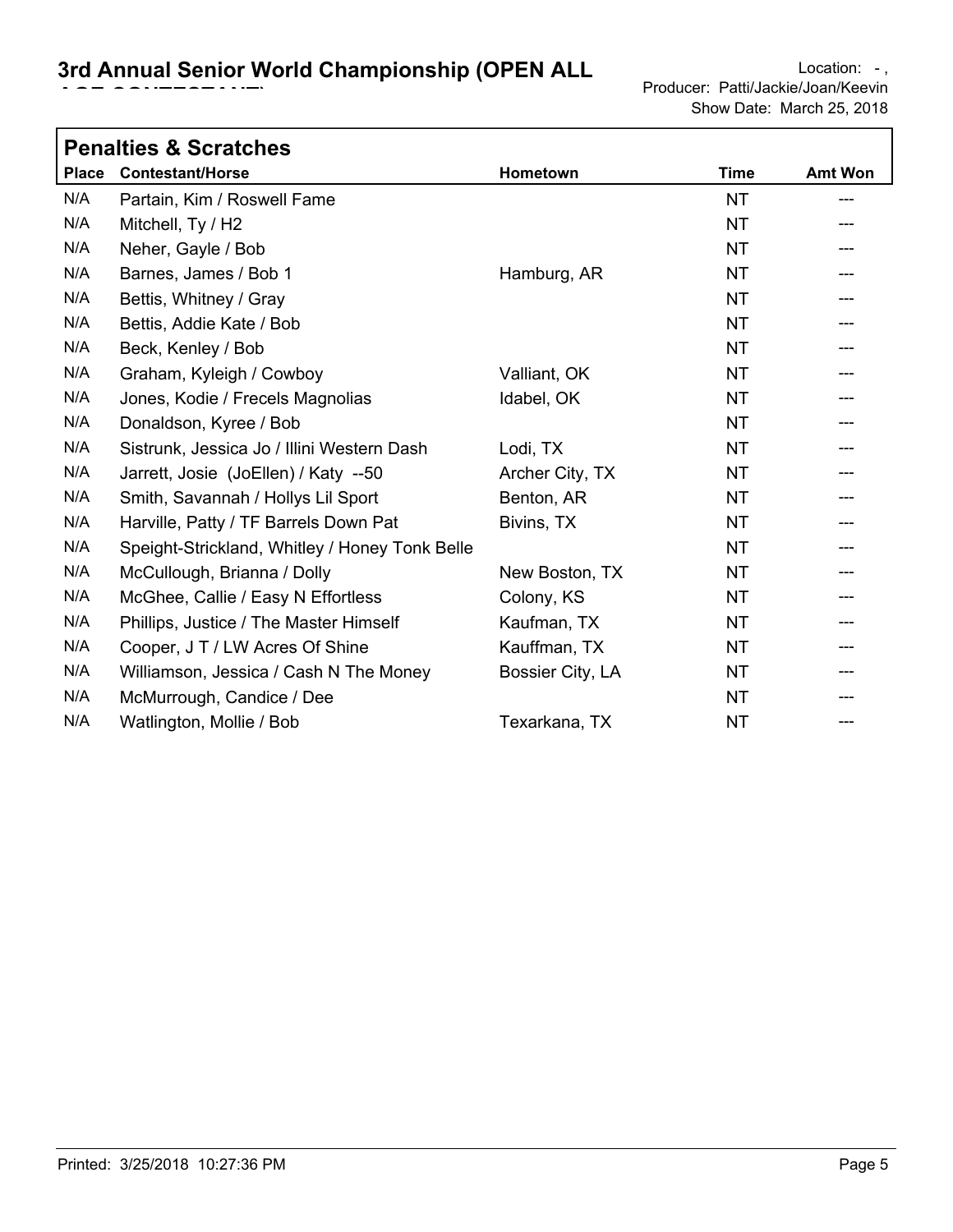## Penalties & Scratches

| Place | Contestant/Horse | Hometown | Time | Amt Won |
|---|---|---|---|---|
| N/A | Partain, Kim / Roswell Fame | | NT | --- |
| N/A | Mitchell, Ty / H2 | | NT | --- |
| N/A | Neher, Gayle / Bob | | NT | --- |
| N/A | Barnes, James / Bob 1 | Hamburg, AR | NT | --- |
| N/A | Bettis, Whitney / Gray | | NT | --- |
| N/A | Bettis, Addie Kate / Bob | | NT | --- |
| N/A | Beck, Kenley / Bob | | NT | --- |
| N/A | Graham, Kyleigh / Cowboy | Valliant, OK | NT | --- |
| N/A | Jones, Kodie / Frecels Magnolias | Idabel, OK | NT | --- |
| N/A | Donaldson, Kyree / Bob | | NT | --- |
| N/A | Sistrunk, Jessica Jo / Illini Western Dash | Lodi, TX | NT | --- |
| N/A | Jarrett, Josie (JoEllen) / Katy --50 | Archer City, TX | NT | --- |
| N/A | Smith, Savannah / Hollys Lil Sport | Benton, AR | NT | --- |
| N/A | Harville, Patty / TF Barrels Down Pat | Bivins, TX | NT | --- |
| N/A | Speight-Strickland, Whitley / Honey Tonk Belle | | NT | --- |
| N/A | McCullough, Brianna / Dolly | New Boston, TX | NT | --- |
| N/A | McGhee, Callie / Easy N Effortless | Colony, KS | NT | --- |
| N/A | Phillips, Justice / The Master Himself | Kaufman, TX | NT | --- |
| N/A | Cooper, J T / LW Acres Of Shine | Kauffman, TX | NT | --- |
| N/A | Williamson, Jessica / Cash N The Money | Bossier City, LA | NT | --- |
| N/A | McMurrough, Candice / Dee | | NT | --- |
| N/A | Watlington, Mollie / Bob | Texarkana, TX | NT | --- |